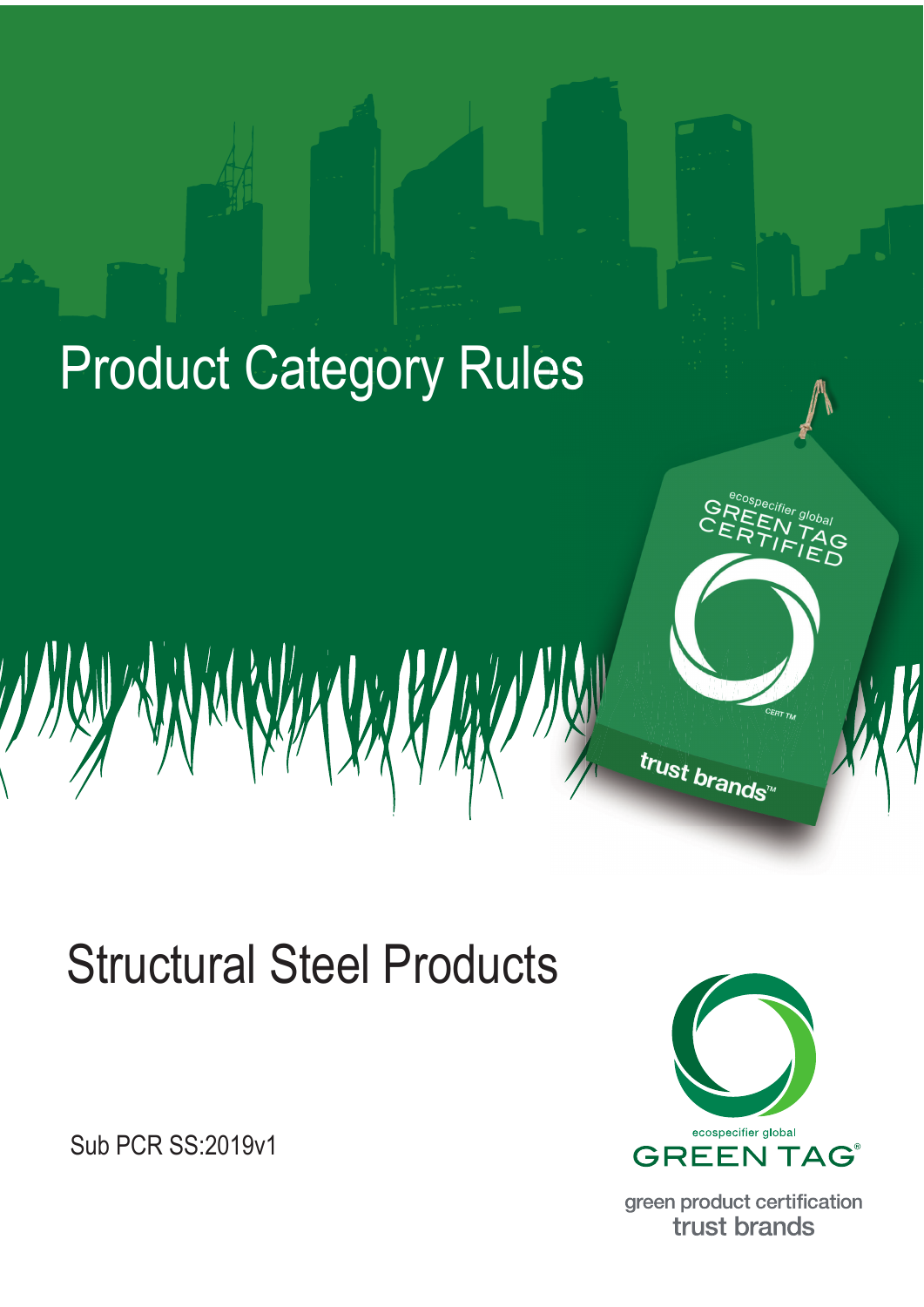# Product Category Rules

ecospecifier global GREEN TAG CERTIFIED CERT TM

trust brands™

## Structural Steel Products

Sub PCR SS:2019v1

ecospecifier global GREEN TAG®

green product certification trust brands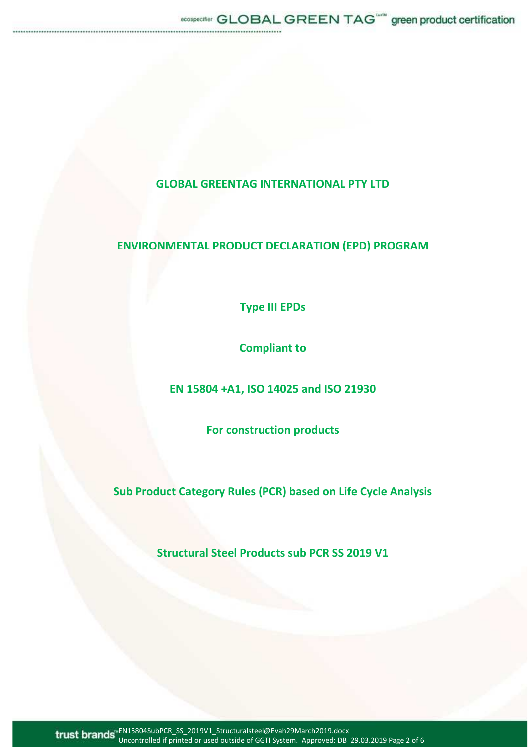# GLOBAL GREENTAG INTERNATIONAL PTY LTD

## ENVIRONMENTAL PRODUCT DECLARATION (EPD) PROGRAM

**Type III EPDs**

**Compliant to**

**EN 15804 +A1, ISO 14025 and ISO 21930**

**For construction products**

**Sub Product Category Rules (PCR) based on Life Cycle Analysis**

**Structural Steel Products sub PCR SS 2019 V1**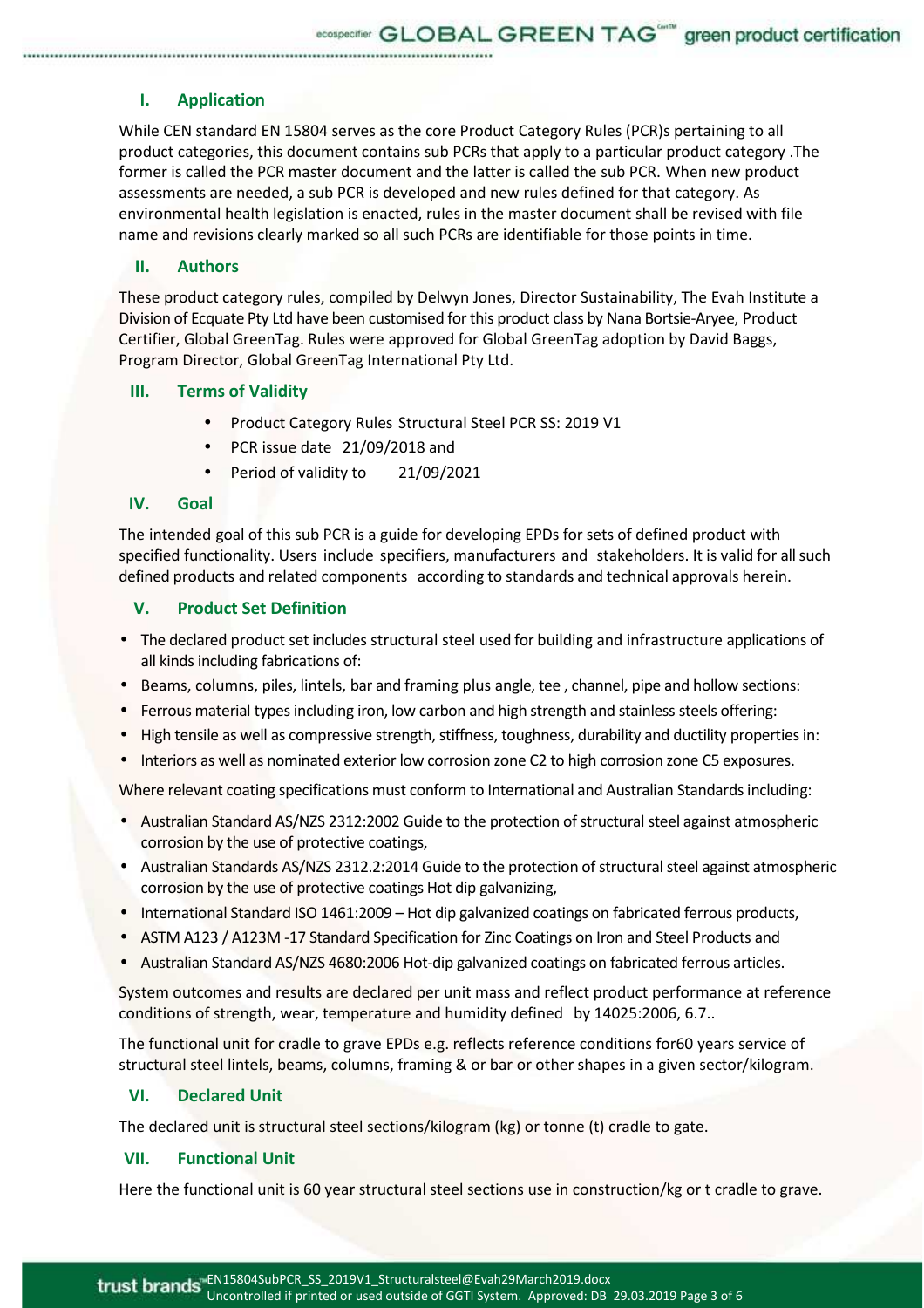## I. Application

While CEN standard EN 15804 serves as the core Product Category Rules (PCR)s pertaining to all product categories, this document contains sub PCRs that apply to a particular product category .The former is called the PCR master document and the latter is called the sub PCR. When new product assessments are needed, a sub PCR is developed and new rules defined for that category. As environmental health legislation is enacted, rules in the master document shall be revised with file name and revisions clearly marked so all such PCRs are identifiable for those points in time.

## II. Authors

These product category rules, compiled by Delwyn Jones, Director Sustainability, The Evah Institute a Division of Ecquate Pty Ltd have been customised for this product class by Nana Bortsie-Aryee, Product Certifier, Global GreenTag. Rules were approved for Global GreenTag adoption by David Baggs, Program Director, Global GreenTag International Pty Ltd.

## III. Terms of Validity

- Product Category Rules Structural Steel PCR SS: 2019 V1
- PCR issue date 21/09/2018 and
- Period of validity to 21/09/2021

## IV. Goal

The intended goal of this sub PCR is a guide for developing EPDs for sets of defined product with specified functionality. Users include specifiers, manufacturers and stakeholders. It is valid for all such defined products and related components according to standards and technical approvals herein.

## V. Product Set Definition

- The declared product set includes structural steel used for building and infrastructure applications of all kinds including fabrications of:
- Beams, columns, piles, lintels, bar and framing plus angle, tee , channel, pipe and hollow sections:
- Ferrous material types including iron, low carbon and high strength and stainless steels offering:
- High tensile as well as compressive strength, stiffness, toughness, durability and ductility properties in:
- Interiors as well as nominated exterior low corrosion zone C2 to high corrosion zone C5 exposures.

Where relevant coating specifications must conform to International and Australian Standards including:

- Australian Standard AS/NZS 2312:2002 Guide to the protection of structural steel against atmospheric corrosion by the use of protective coatings,
- Australian Standards AS/NZS 2312.2:2014 Guide to the protection of structural steel against atmospheric corrosion by the use of protective coatings Hot dip galvanizing,
- International Standard ISO 1461:2009 – Hot dip galvanized coatings on fabricated ferrous products,
- ASTM A123 / A123M -17 Standard Specification for Zinc Coatings on Iron and Steel Products and
- Australian Standard AS/NZS 4680:2006 Hot-dip galvanized coatings on fabricated ferrous articles.

System outcomes and results are declared per unit mass and reflect product performance at reference conditions of strength, wear, temperature and humidity defined by 14025:2006, 6.7..

The functional unit for cradle to grave EPDs e.g. reflects reference conditions for60 years service of structural steel lintels, beams, columns, framing & or bar or other shapes in a given sector/kilogram.

## VI. Declared Unit

The declared unit is structural steel sections/kilogram (kg) or tonne (t) cradle to gate.

## VII. Functional Unit

Here the functional unit is 60 year structural steel sections use in construction/kg or t cradle to grave.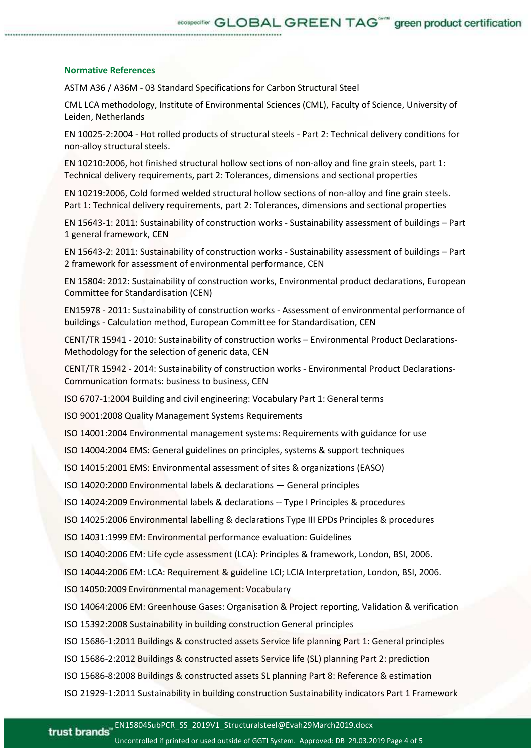### Normative References

ASTM A36 / A36M - 03 Standard Specifications for Carbon Structural Steel

CML LCA methodology, Institute of Environmental Sciences (CML), Faculty of Science, University of Leiden, Netherlands

EN 10025-2:2004 - Hot rolled products of structural steels - Part 2: Technical delivery conditions for non-alloy structural steels.

EN 10210:2006, hot finished structural hollow sections of non-alloy and fine grain steels, part 1: Technical delivery requirements, part 2: Tolerances, dimensions and sectional properties

EN 10219:2006, Cold formed welded structural hollow sections of non-alloy and fine grain steels. Part 1: Technical delivery requirements, part 2: Tolerances, dimensions and sectional properties

EN 15643-1: 2011: Sustainability of construction works - Sustainability assessment of buildings – Part 1 general framework, CEN

EN 15643-2: 2011: Sustainability of construction works - Sustainability assessment of buildings – Part 2 framework for assessment of environmental performance, CEN

EN 15804: 2012: Sustainability of construction works, Environmental product declarations, European Committee for Standardisation (CEN)

EN15978 - 2011: Sustainability of construction works - Assessment of environmental performance of buildings - Calculation method, European Committee for Standardisation, CEN

CENT/TR 15941 - 2010: Sustainability of construction works – Environmental Product Declarations- Methodology for the selection of generic data, CEN

CENT/TR 15942 - 2014: Sustainability of construction works - Environmental Product Declarations- Communication formats: business to business, CEN

ISO 6707-1:2004 Building and civil engineering: Vocabulary Part 1: General terms

ISO 9001:2008 Quality Management Systems Requirements

ISO 14001:2004 Environmental management systems: Requirements with guidance for use

ISO 14004:2004 EMS: General guidelines on principles, systems & support techniques

ISO 14015:2001 EMS: Environmental assessment of sites & organizations (EASO)

ISO 14020:2000 Environmental labels & declarations — General principles

ISO 14024:2009 Environmental labels & declarations -- Type I Principles & procedures

ISO 14025:2006 Environmental labelling & declarations Type III EPDs Principles & procedures

ISO 14031:1999 EM: Environmental performance evaluation: Guidelines

ISO 14040:2006 EM: Life cycle assessment (LCA): Principles & framework, London, BSI, 2006.

ISO 14044:2006 EM: LCA: Requirement & guideline LCI; LCIA Interpretation, London, BSI, 2006.

ISO 14050:2009 Environmental management: Vocabulary

ISO 14064:2006 EM: Greenhouse Gases: Organisation & Project reporting, Validation & verification

ISO 15392:2008 Sustainability in building construction General principles

ISO 15686-1:2011 Buildings & constructed assets Service life planning Part 1: General principles

ISO 15686-2:2012 Buildings & constructed assets Service life (SL) planning Part 2: prediction

ISO 15686-8:2008 Buildings & constructed assets SL planning Part 8: Reference & estimation

ISO 21929-1:2011 Sustainability in building construction Sustainability indicators Part 1 Framework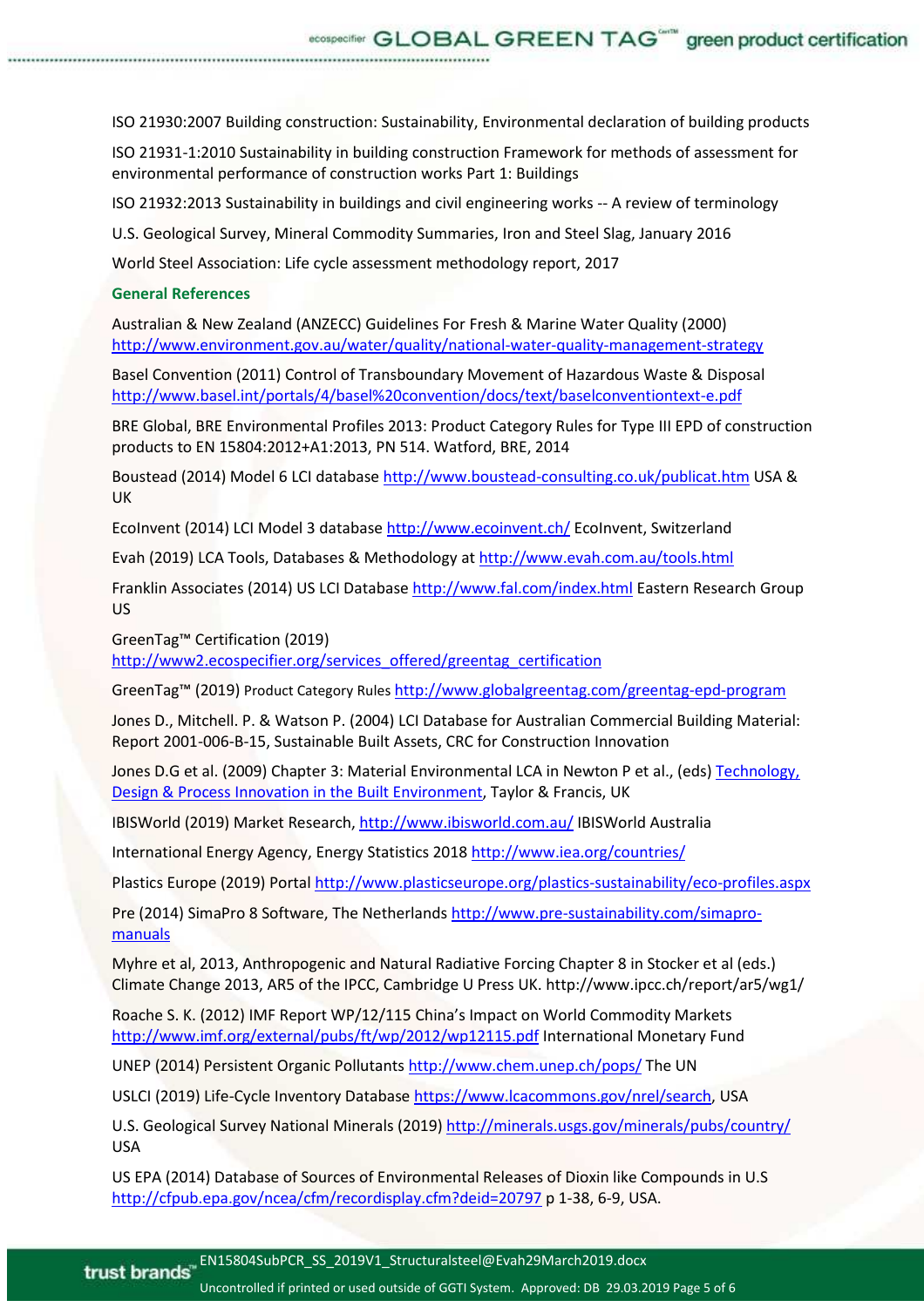ISO 21930:2007 Building construction: Sustainability, Environmental declaration of building products

ISO 21931-1:2010 Sustainability in building construction Framework for methods of assessment for environmental performance of construction works Part 1: Buildings

ISO 21932:2013 Sustainability in buildings and civil engineering works -- A review of terminology

U.S. Geological Survey, Mineral Commodity Summaries, Iron and Steel Slag, January 2016

World Steel Association: Life cycle assessment methodology report, 2017

### General References

Australian & New Zealand (ANZECC) Guidelines For Fresh & Marine Water Quality (2000) http://www.environment.gov.au/water/quality/national-water-quality-management-strategy

Basel Convention (2011) Control of Transboundary Movement of Hazardous Waste & Disposal http://www.basel.int/portals/4/basel%20convention/docs/text/baselconventiontext-e.pdf

BRE Global, BRE Environmental Profiles 2013: Product Category Rules for Type III EPD of construction products to EN 15804:2012+A1:2013, PN 514. Watford, BRE, 2014

Boustead (2014) Model 6 LCI database http://www.boustead-consulting.co.uk/publicat.htm USA & UK

EcoInvent (2014) LCI Model 3 database http://www.ecoinvent.ch/ EcoInvent, Switzerland

Evah (2019) LCA Tools, Databases & Methodology at http://www.evah.com.au/tools.html

Franklin Associates (2014) US LCI Database http://www.fal.com/index.html Eastern Research Group US

GreenTag™ Certification (2019) http://www2.ecospecifier.org/services_offered/greentag_certification

GreenTag™ (2019) Product Category Rules http://www.globalgreentag.com/greentag-epd-program

Jones D., Mitchell. P. & Watson P. (2004) LCI Database for Australian Commercial Building Material: Report 2001-006-B-15, Sustainable Built Assets, CRC for Construction Innovation

Jones D.G et al. (2009) Chapter 3: Material Environmental LCA in Newton P et al., (eds) Technology, Design & Process Innovation in the Built Environment, Taylor & Francis, UK

IBISWorld (2019) Market Research, http://www.ibisworld.com.au/ IBISWorld Australia

International Energy Agency, Energy Statistics 2018 http://www.iea.org/countries/

Plastics Europe (2019) Portal http://www.plasticseurope.org/plastics-sustainability/eco-profiles.aspx

Pre (2014) SimaPro 8 Software, The Netherlands http://www.pre-sustainability.com/simapro-manuals

Myhre et al, 2013, Anthropogenic and Natural Radiative Forcing Chapter 8 in Stocker et al (eds.) Climate Change 2013, AR5 of the IPCC, Cambridge U Press UK. http://www.ipcc.ch/report/ar5/wg1/

Roache S. K. (2012) IMF Report WP/12/115 China's Impact on World Commodity Markets http://www.imf.org/external/pubs/ft/wp/2012/wp12115.pdf International Monetary Fund

UNEP (2014) Persistent Organic Pollutants http://www.chem.unep.ch/pops/ The UN

USLCI (2019) Life-Cycle Inventory Database https://www.lcacommons.gov/nrel/search, USA

U.S. Geological Survey National Minerals (2019) http://minerals.usgs.gov/minerals/pubs/country/ USA

US EPA (2014) Database of Sources of Environmental Releases of Dioxin like Compounds in U.S http://cfpub.epa.gov/ncea/cfm/recordisplay.cfm?deid=20797 p 1-38, 6-9, USA.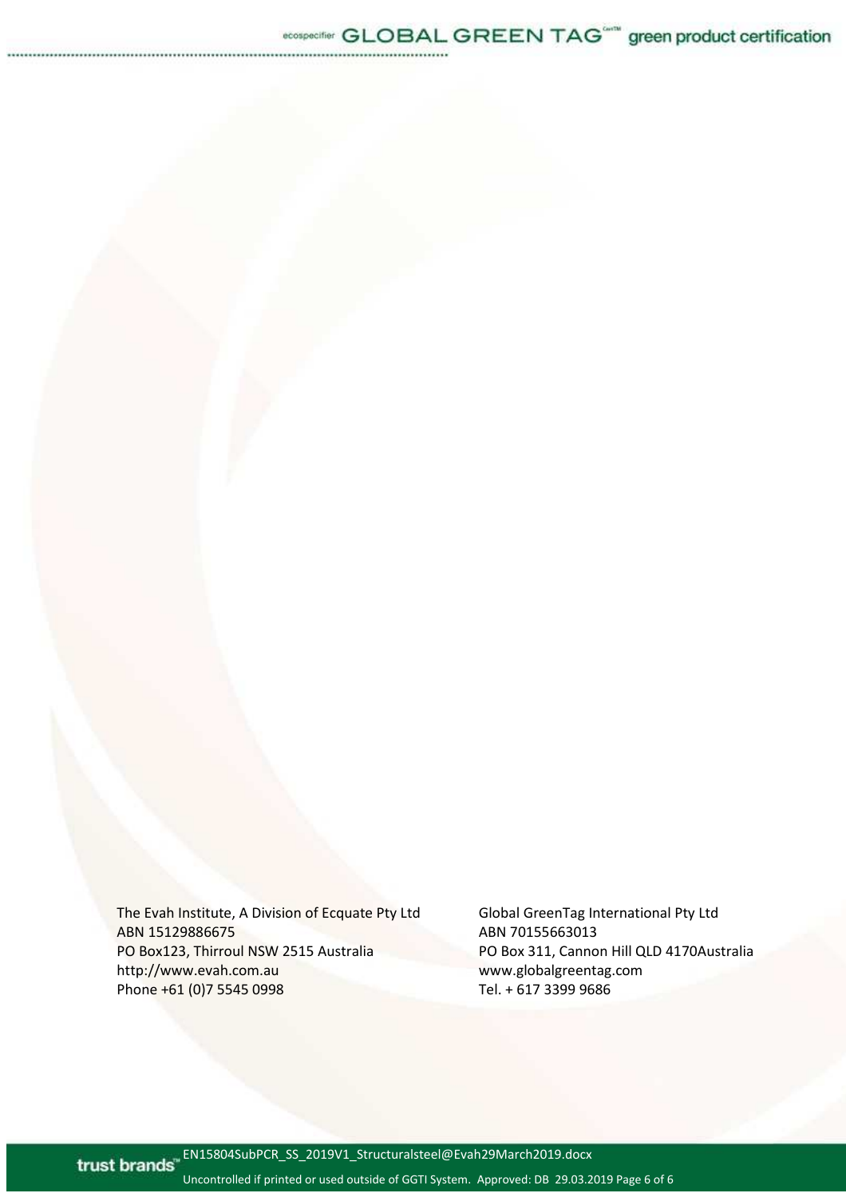The Evah Institute, A Division of Ecquate Pty Ltd
ABN 15129886675
PO Box123, Thirroul NSW 2515 Australia
http://www.evah.com.au
Phone +61 (0)7 5545 0998

Global GreenTag International Pty Ltd
ABN 70155663013
PO Box 311, Cannon Hill QLD 4170Australia
www.globalgreentag.com
Tel. + 617 3399 9686